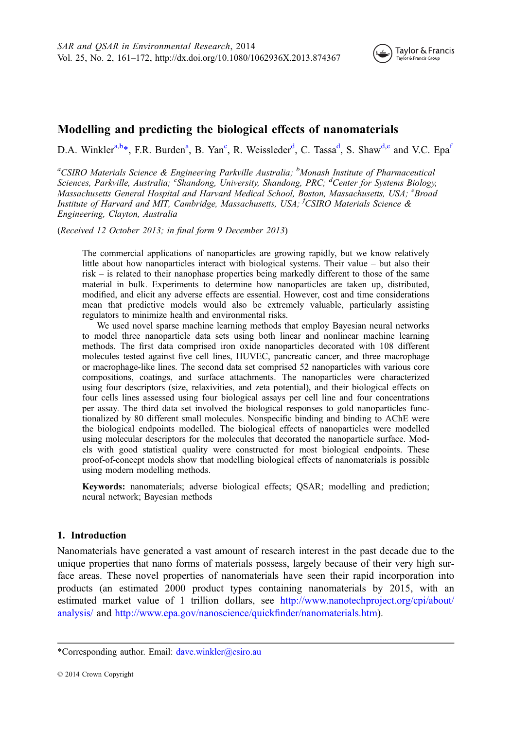# Modelling and predicting the biological effects of nanomaterials

D.A. Winkler[a,b]*, F.R. Burden[a], B. Yan[c], R. Weissleder[d], C. Tassa[d], S. Shaw[d,e] and V.C. Epa[f]

[a]*CSIRO Materials Science & Engineering Parkville Australia;* [b]*Monash Institute of Pharmaceutical Sciences, Parkville, Australia;* [c]*Shandong, University, Shandong, PRC;* [d]*Center for Systems Biology, Massachusetts General Hospital and Harvard Medical School, Boston, Massachusetts, USA;* [e]*Broad Institute of Harvard and MIT, Cambridge, Massachusetts, USA;* [f]*CSIRO Materials Science & Engineering, Clayton, Australia*

(*Received 12 October 2013; in final form 9 December 2013*)

The commercial applications of nanoparticles are growing rapidly, but we know relatively little about how nanoparticles interact with biological systems. Their value – but also their risk – is related to their nanophase properties being markedly different to those of the same material in bulk. Experiments to determine how nanoparticles are taken up, distributed, modified, and elicit any adverse effects are essential. However, cost and time considerations mean that predictive models would also be extremely valuable, particularly assisting regulators to minimize health and environmental risks.

We used novel sparse machine learning methods that employ Bayesian neural networks to model three nanoparticle data sets using both linear and nonlinear machine learning methods. The first data comprised iron oxide nanoparticles decorated with 108 different molecules tested against five cell lines, HUVEC, pancreatic cancer, and three macrophage or macrophage-like lines. The second data set comprised 52 nanoparticles with various core compositions, coatings, and surface attachments. The nanoparticles were characterized using four descriptors (size, relaxivities, and zeta potential), and their biological effects on four cells lines assessed using four biological assays per cell line and four concentrations per assay. The third data set involved the biological responses to gold nanoparticles functionalized by 80 different small molecules. Nonspecific binding and binding to AChE were the biological endpoints modelled. The biological effects of nanoparticles were modelled using molecular descriptors for the molecules that decorated the nanoparticle surface. Models with good statistical quality were constructed for most biological endpoints. These proof-of-concept models show that modelling biological effects of nanomaterials is possible using modern modelling methods.

**Keywords:** nanomaterials; adverse biological effects; QSAR; modelling and prediction; neural network; Bayesian methods

## 1. Introduction

Nanomaterials have generated a vast amount of research interest in the past decade due to the unique properties that nano forms of materials possess, largely because of their very high surface areas. These novel properties of nanomaterials have seen their rapid incorporation into products (an estimated 2000 product types containing nanomaterials by 2015, with an estimated market value of 1 trillion dollars, see http://www.nanotechproject.org/cpi/about/analysis/ and http://www.epa.gov/nanoscience/quickfinder/nanomaterials.htm).

*Corresponding author. Email: dave.winkler@csiro.au

© 2014 Crown Copyright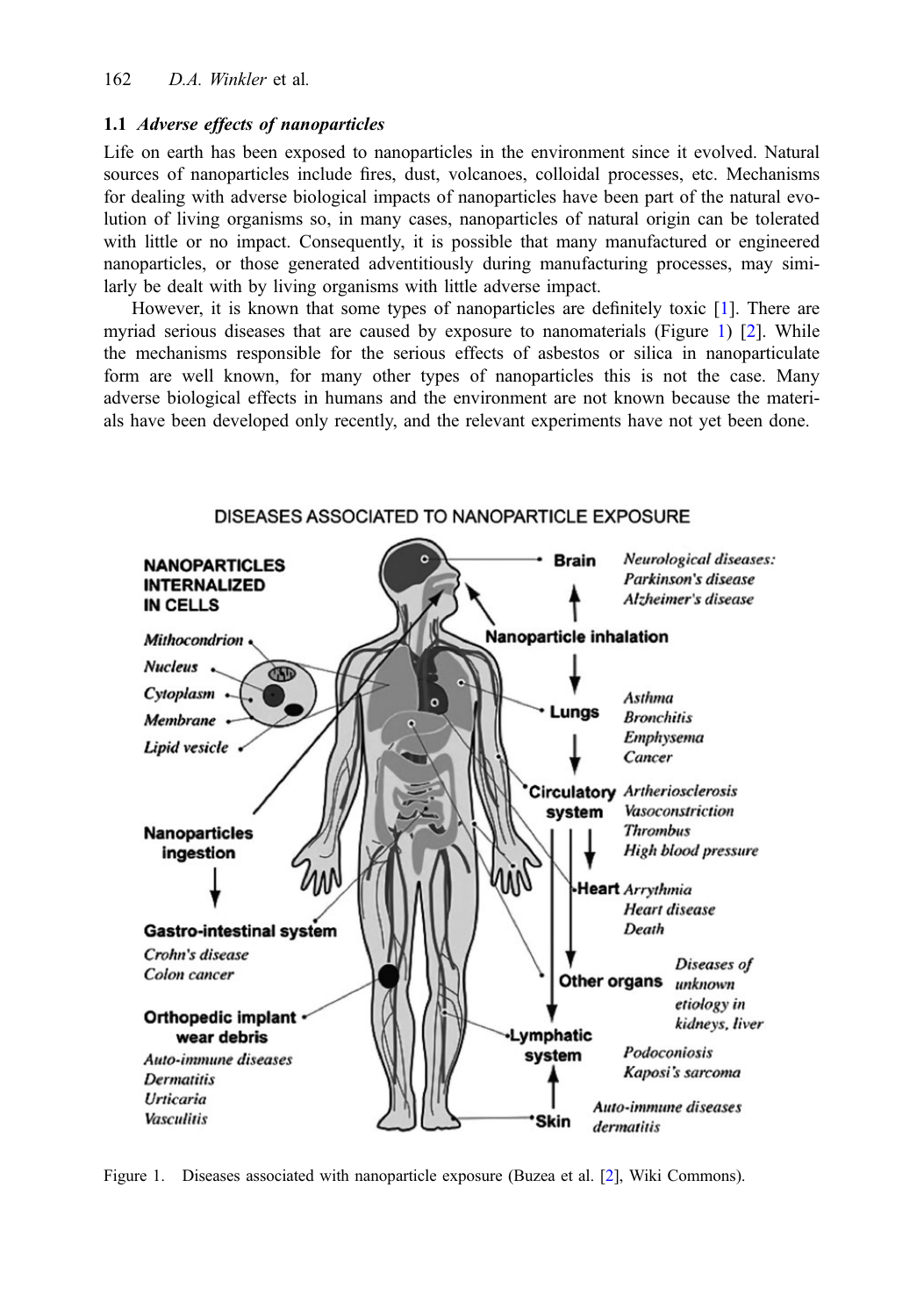### 1.1 *Adverse effects of nanoparticles*

Life on earth has been exposed to nanoparticles in the environment since it evolved. Natural sources of nanoparticles include fires, dust, volcanoes, colloidal processes, etc. Mechanisms for dealing with adverse biological impacts of nanoparticles have been part of the natural evolution of living organisms so, in many cases, nanoparticles of natural origin can be tolerated with little or no impact. Consequently, it is possible that many manufactured or engineered nanoparticles, or those generated adventitiously during manufacturing processes, may similarly be dealt with by living organisms with little adverse impact.

However, it is known that some types of nanoparticles are definitely toxic [1]. There are myriad serious diseases that are caused by exposure to nanomaterials (Figure 1) [2]. While the mechanisms responsible for the serious effects of asbestos or silica in nanoparticulate form are well known, for many other types of nanoparticles this is not the case. Many adverse biological effects in humans and the environment are not known because the materials have been developed only recently, and the relevant experiments have not yet been done.

Figure 1. Diseases associated with nanoparticle exposure (Buzea et al. [2], Wiki Commons).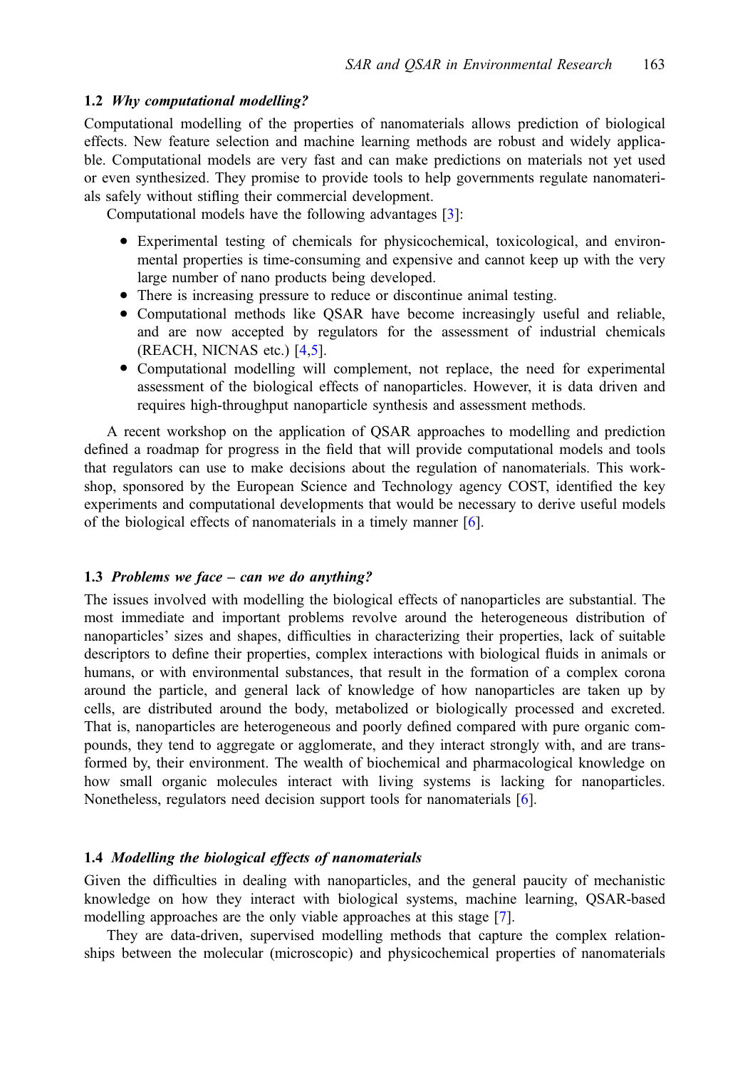### 1.2 *Why computational modelling?*

Computational modelling of the properties of nanomaterials allows prediction of biological effects. New feature selection and machine learning methods are robust and widely applicable. Computational models are very fast and can make predictions on materials not yet used or even synthesized. They promise to provide tools to help governments regulate nanomaterials safely without stifling their commercial development.

Computational models have the following advantages [3]:

- Experimental testing of chemicals for physicochemical, toxicological, and environmental properties is time-consuming and expensive and cannot keep up with the very large number of nano products being developed.
- There is increasing pressure to reduce or discontinue animal testing.
- Computational methods like QSAR have become increasingly useful and reliable, and are now accepted by regulators for the assessment of industrial chemicals (REACH, NICNAS etc.) [4,5].
- Computational modelling will complement, not replace, the need for experimental assessment of the biological effects of nanoparticles. However, it is data driven and requires high-throughput nanoparticle synthesis and assessment methods.

A recent workshop on the application of QSAR approaches to modelling and prediction defined a roadmap for progress in the field that will provide computational models and tools that regulators can use to make decisions about the regulation of nanomaterials. This workshop, sponsored by the European Science and Technology agency COST, identified the key experiments and computational developments that would be necessary to derive useful models of the biological effects of nanomaterials in a timely manner [6].

### 1.3 *Problems we face – can we do anything?*

The issues involved with modelling the biological effects of nanoparticles are substantial. The most immediate and important problems revolve around the heterogeneous distribution of nanoparticles' sizes and shapes, difficulties in characterizing their properties, lack of suitable descriptors to define their properties, complex interactions with biological fluids in animals or humans, or with environmental substances, that result in the formation of a complex corona around the particle, and general lack of knowledge of how nanoparticles are taken up by cells, are distributed around the body, metabolized or biologically processed and excreted. That is, nanoparticles are heterogeneous and poorly defined compared with pure organic compounds, they tend to aggregate or agglomerate, and they interact strongly with, and are transformed by, their environment. The wealth of biochemical and pharmacological knowledge on how small organic molecules interact with living systems is lacking for nanoparticles. Nonetheless, regulators need decision support tools for nanomaterials [6].

### 1.4 *Modelling the biological effects of nanomaterials*

Given the difficulties in dealing with nanoparticles, and the general paucity of mechanistic knowledge on how they interact with biological systems, machine learning, QSAR-based modelling approaches are the only viable approaches at this stage [7].

They are data-driven, supervised modelling methods that capture the complex relationships between the molecular (microscopic) and physicochemical properties of nanomaterials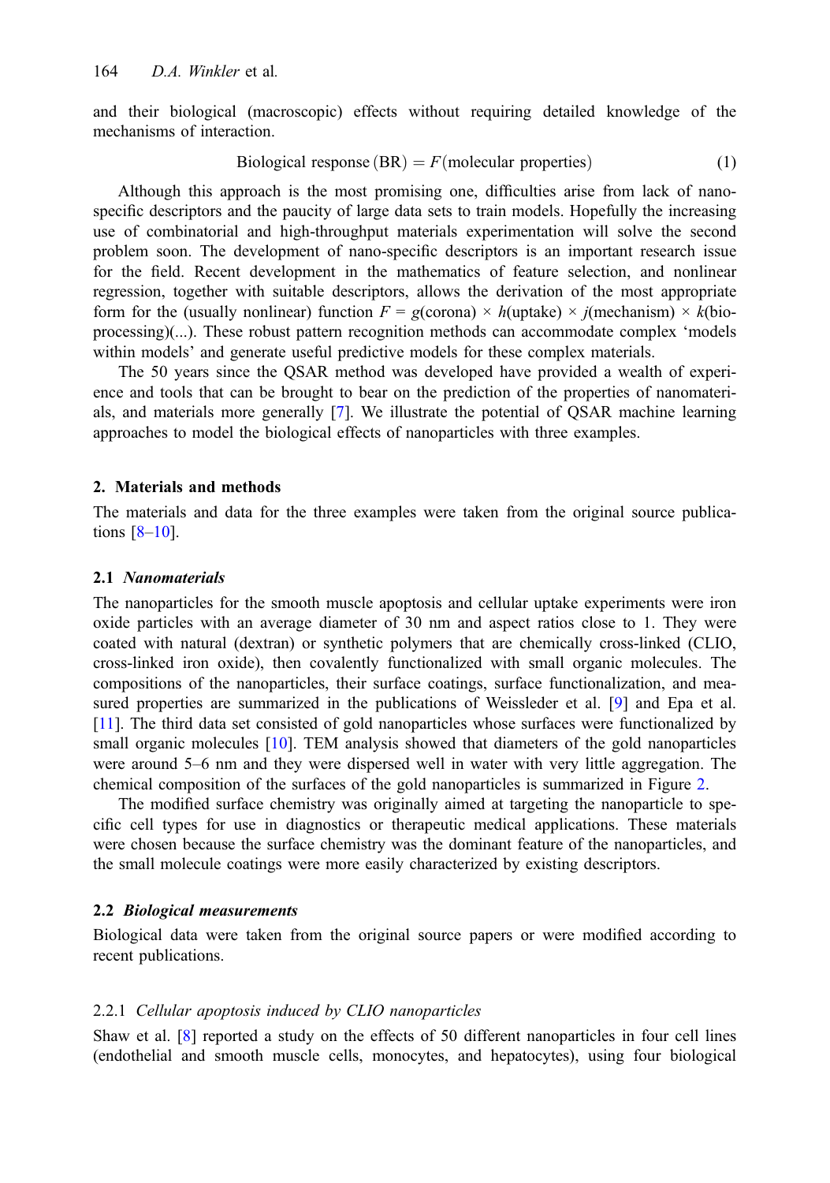and their biological (macroscopic) effects without requiring detailed knowledge of the mechanisms of interaction.

$$\text{Biological response (BR)} = F(\text{molecular properties}) \tag{1}$$

Although this approach is the most promising one, difficulties arise from lack of nano-specific descriptors and the paucity of large data sets to train models. Hopefully the increasing use of combinatorial and high-throughput materials experimentation will solve the second problem soon. The development of nano-specific descriptors is an important research issue for the field. Recent development in the mathematics of feature selection, and nonlinear regression, together with suitable descriptors, allows the derivation of the most appropriate form for the (usually nonlinear) function $F = g(\text{corona}) \times h(\text{uptake}) \times j(\text{mechanism}) \times k(\text{bio-processing})(...)$. These robust pattern recognition methods can accommodate complex 'models within models' and generate useful predictive models for these complex materials.

The 50 years since the QSAR method was developed have provided a wealth of experience and tools that can be brought to bear on the prediction of the properties of nanomaterials, and materials more generally [7]. We illustrate the potential of QSAR machine learning approaches to model the biological effects of nanoparticles with three examples.

## 2. Materials and methods

The materials and data for the three examples were taken from the original source publications [8–10].

### 2.1 *Nanomaterials*

The nanoparticles for the smooth muscle apoptosis and cellular uptake experiments were iron oxide particles with an average diameter of 30 nm and aspect ratios close to 1. They were coated with natural (dextran) or synthetic polymers that are chemically cross-linked (CLIO, cross-linked iron oxide), then covalently functionalized with small organic molecules. The compositions of the nanoparticles, their surface coatings, surface functionalization, and measured properties are summarized in the publications of Weissleder et al. [9] and Epa et al. [11]. The third data set consisted of gold nanoparticles whose surfaces were functionalized by small organic molecules [10]. TEM analysis showed that diameters of the gold nanoparticles were around 5–6 nm and they were dispersed well in water with very little aggregation. The chemical composition of the surfaces of the gold nanoparticles is summarized in Figure 2.

The modified surface chemistry was originally aimed at targeting the nanoparticle to specific cell types for use in diagnostics or therapeutic medical applications. These materials were chosen because the surface chemistry was the dominant feature of the nanoparticles, and the small molecule coatings were more easily characterized by existing descriptors.

### 2.2 *Biological measurements*

Biological data were taken from the original source papers or were modified according to recent publications.

#### 2.2.1 *Cellular apoptosis induced by CLIO nanoparticles*

Shaw et al. [8] reported a study on the effects of 50 different nanoparticles in four cell lines (endothelial and smooth muscle cells, monocytes, and hepatocytes), using four biological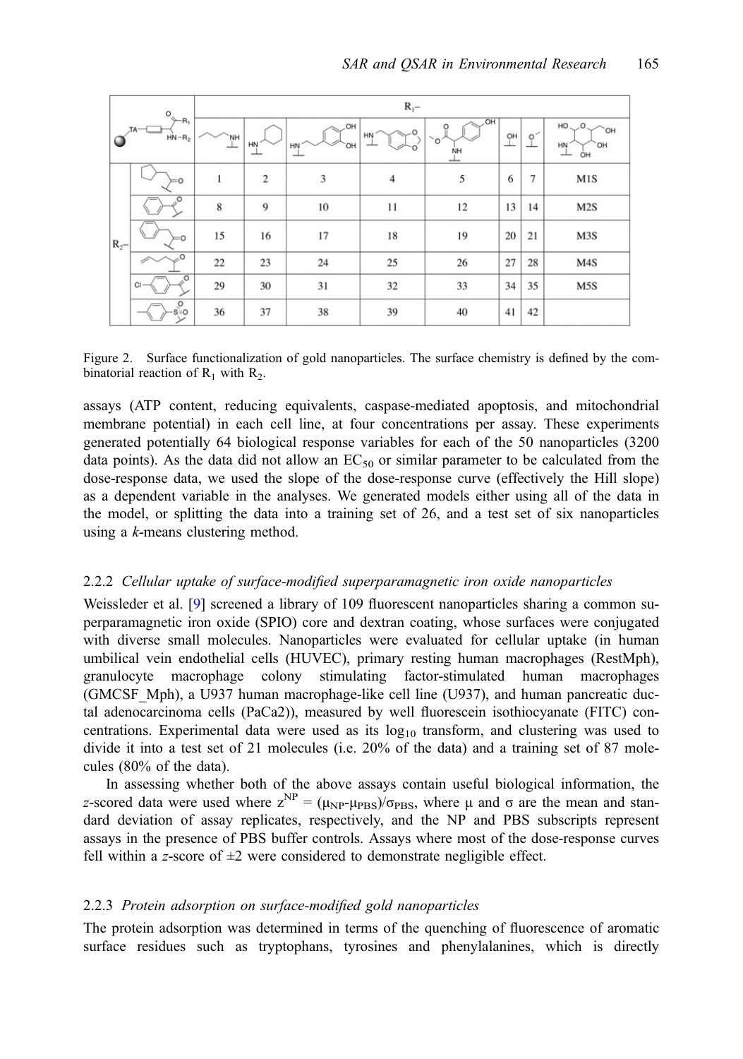| | | $R_1$– | | | | | | | |
|---|---|---|---|---|---|---|---|---|---|
| | | | | | | | | | |
| $R_2$– | | 1 | 2 | 3 | 4 | 5 | 6 | 7 | M1S |
| | | 8 | 9 | 10 | 11 | 12 | 13 | 14 | M2S |
| | | 15 | 16 | 17 | 18 | 19 | 20 | 21 | M3S |
| | | 22 | 23 | 24 | 25 | 26 | 27 | 28 | M4S |
| | | 29 | 30 | 31 | 32 | 33 | 34 | 35 | M5S |
| | | 36 | 37 | 38 | 39 | 40 | 41 | 42 | |

Figure 2. Surface functionalization of gold nanoparticles. The surface chemistry is defined by the combinatorial reaction of $R_1$ with $R_2$.

assays (ATP content, reducing equivalents, caspase-mediated apoptosis, and mitochondrial membrane potential) in each cell line, at four concentrations per assay. These experiments generated potentially 64 biological response variables for each of the 50 nanoparticles (3200 data points). As the data did not allow an $EC_{50}$ or similar parameter to be calculated from the dose-response data, we used the slope of the dose-response curve (effectively the Hill slope) as a dependent variable in the analyses. We generated models either using all of the data in the model, or splitting the data into a training set of 26, and a test set of six nanoparticles using a *k*-means clustering method.

### 2.2.2 *Cellular uptake of surface-modified superparamagnetic iron oxide nanoparticles*

Weissleder et al. [9] screened a library of 109 fluorescent nanoparticles sharing a common superparamagnetic iron oxide (SPIO) core and dextran coating, whose surfaces were conjugated with diverse small molecules. Nanoparticles were evaluated for cellular uptake (in human umbilical vein endothelial cells (HUVEC), primary resting human macrophages (RestMph), granulocyte macrophage colony stimulating factor-stimulated human macrophages (GMCSF_Mph), a U937 human macrophage-like cell line (U937), and human pancreatic ductal adenocarcinoma cells (PaCa2)), measured by well fluorescein isothiocyanate (FITC) concentrations. Experimental data were used as its $\log_{10}$ transform, and clustering was used to divide it into a test set of 21 molecules (i.e. 20% of the data) and a training set of 87 molecules (80% of the data).

In assessing whether both of the above assays contain useful biological information, the *z*-scored data were used where $z^{NP} = (\mu_{NP}-\mu_{PBS})/\sigma_{PBS}$, where μ and σ are the mean and standard deviation of assay replicates, respectively, and the NP and PBS subscripts represent assays in the presence of PBS buffer controls. Assays where most of the dose-response curves fell within a *z*-score of ±2 were considered to demonstrate negligible effect.

### 2.2.3 *Protein adsorption on surface-modified gold nanoparticles*

The protein adsorption was determined in terms of the quenching of fluorescence of aromatic surface residues such as tryptophans, tyrosines and phenylalanines, which is directly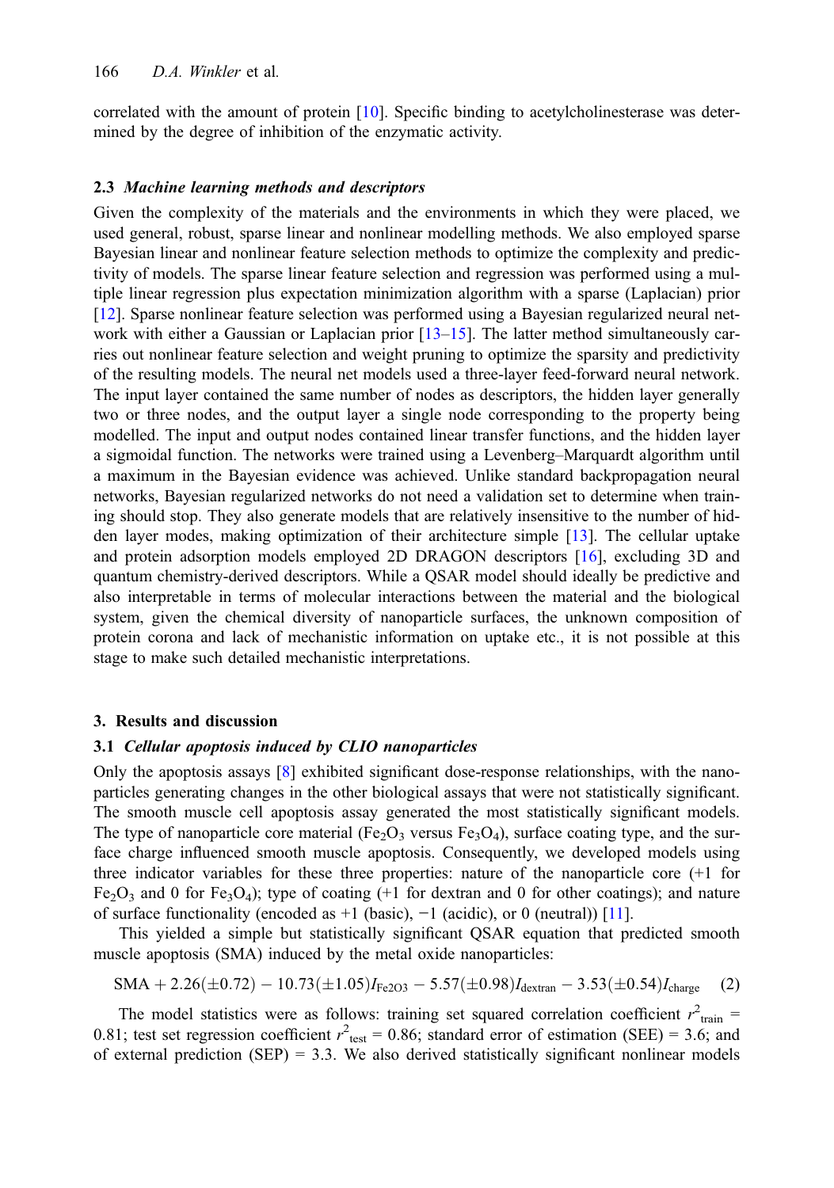correlated with the amount of protein [10]. Specific binding to acetylcholinesterase was determined by the degree of inhibition of the enzymatic activity.

### 2.3 *Machine learning methods and descriptors*

Given the complexity of the materials and the environments in which they were placed, we used general, robust, sparse linear and nonlinear modelling methods. We also employed sparse Bayesian linear and nonlinear feature selection methods to optimize the complexity and predictivity of models. The sparse linear feature selection and regression was performed using a multiple linear regression plus expectation minimization algorithm with a sparse (Laplacian) prior [12]. Sparse nonlinear feature selection was performed using a Bayesian regularized neural network with either a Gaussian or Laplacian prior [13–15]. The latter method simultaneously carries out nonlinear feature selection and weight pruning to optimize the sparsity and predictivity of the resulting models. The neural net models used a three-layer feed-forward neural network. The input layer contained the same number of nodes as descriptors, the hidden layer generally two or three nodes, and the output layer a single node corresponding to the property being modelled. The input and output nodes contained linear transfer functions, and the hidden layer a sigmoidal function. The networks were trained using a Levenberg–Marquardt algorithm until a maximum in the Bayesian evidence was achieved. Unlike standard backpropagation neural networks, Bayesian regularized networks do not need a validation set to determine when training should stop. They also generate models that are relatively insensitive to the number of hidden layer modes, making optimization of their architecture simple [13]. The cellular uptake and protein adsorption models employed 2D DRAGON descriptors [16], excluding 3D and quantum chemistry-derived descriptors. While a QSAR model should ideally be predictive and also interpretable in terms of molecular interactions between the material and the biological system, given the chemical diversity of nanoparticle surfaces, the unknown composition of protein corona and lack of mechanistic information on uptake etc., it is not possible at this stage to make such detailed mechanistic interpretations.

## 3. Results and discussion

### 3.1 *Cellular apoptosis induced by CLIO nanoparticles*

Only the apoptosis assays [8] exhibited significant dose-response relationships, with the nanoparticles generating changes in the other biological assays that were not statistically significant. The smooth muscle cell apoptosis assay generated the most statistically significant models. The type of nanoparticle core material ($Fe_2O_3$ versus $Fe_3O_4$), surface coating type, and the surface charge influenced smooth muscle apoptosis. Consequently, we developed models using three indicator variables for these three properties: nature of the nanoparticle core (+1 for $Fe_2O_3$ and 0 for $Fe_3O_4$); type of coating (+1 for dextran and 0 for other coatings); and nature of surface functionality (encoded as +1 (basic), −1 (acidic), or 0 (neutral)) [11].

This yielded a simple but statistically significant QSAR equation that predicted smooth muscle apoptosis (SMA) induced by the metal oxide nanoparticles:

$$\mathrm{SMA} + 2.26(\pm 0.72) - 10.73(\pm 1.05)I_{\mathrm{Fe2O3}} - 5.57(\pm 0.98)I_{\mathrm{dextran}} - 3.53(\pm 0.54)I_{\mathrm{charge}} \quad (2)$$

The model statistics were as follows: training set squared correlation coefficient $r^2_{\mathrm{train}}$ = 0.81; test set regression coefficient $r^2_{\mathrm{test}}$ = 0.86; standard error of estimation (SEE) = 3.6; and of external prediction (SEP) = 3.3. We also derived statistically significant nonlinear models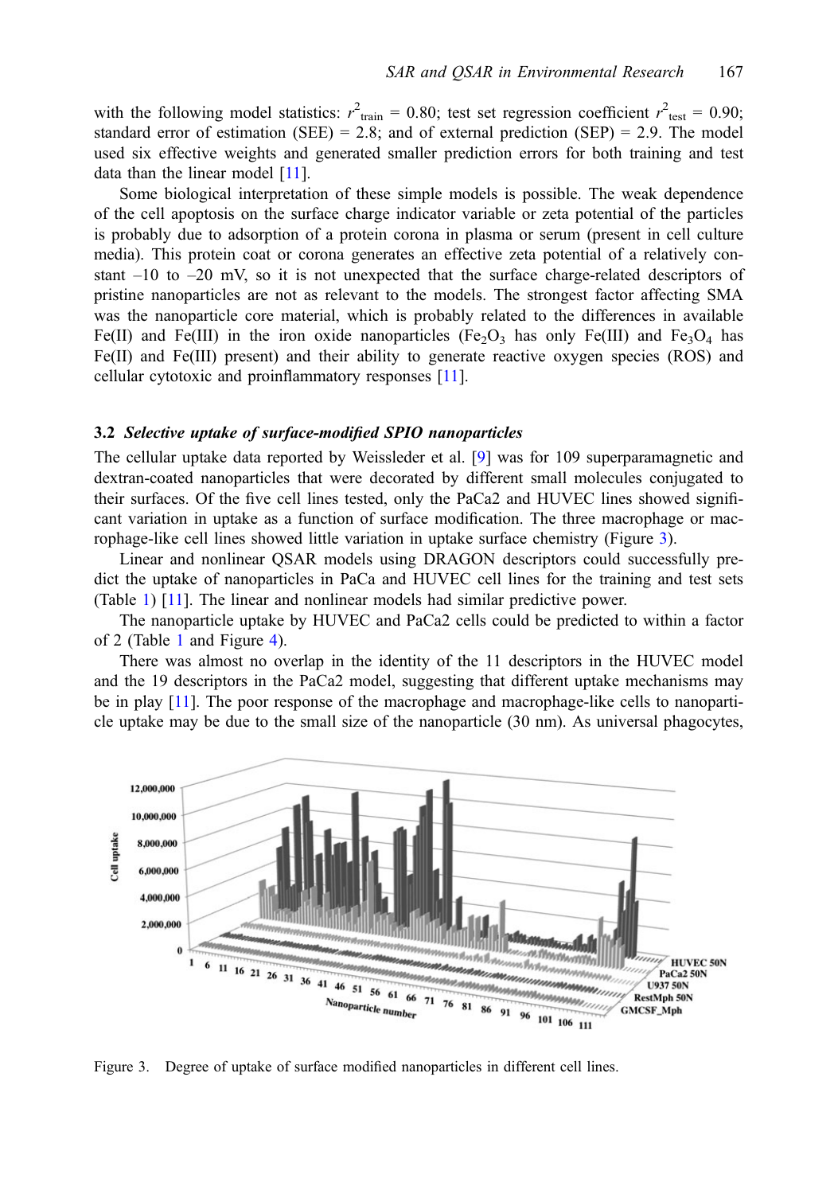with the following model statistics: $r^2_{\text{train}} = 0.80$; test set regression coefficient $r^2_{\text{test}} = 0.90$; standard error of estimation (SEE) = 2.8; and of external prediction (SEP) = 2.9. The model used six effective weights and generated smaller prediction errors for both training and test data than the linear model [11].

Some biological interpretation of these simple models is possible. The weak dependence of the cell apoptosis on the surface charge indicator variable or zeta potential of the particles is probably due to adsorption of a protein corona in plasma or serum (present in cell culture media). This protein coat or corona generates an effective zeta potential of a relatively constant –10 to –20 mV, so it is not unexpected that the surface charge-related descriptors of pristine nanoparticles are not as relevant to the models. The strongest factor affecting SMA was the nanoparticle core material, which is probably related to the differences in available Fe(II) and Fe(III) in the iron oxide nanoparticles ($Fe_2O_3$ has only Fe(III) and $Fe_3O_4$ has Fe(II) and Fe(III) present) and their ability to generate reactive oxygen species (ROS) and cellular cytotoxic and proinflammatory responses [11].

### 3.2 *Selective uptake of surface-modified SPIO nanoparticles*

The cellular uptake data reported by Weissleder et al. [9] was for 109 superparamagnetic and dextran-coated nanoparticles that were decorated by different small molecules conjugated to their surfaces. Of the five cell lines tested, only the PaCa2 and HUVEC lines showed significant variation in uptake as a function of surface modification. The three macrophage or macrophage-like cell lines showed little variation in uptake surface chemistry (Figure 3).

Linear and nonlinear QSAR models using DRAGON descriptors could successfully predict the uptake of nanoparticles in PaCa and HUVEC cell lines for the training and test sets (Table 1) [11]. The linear and nonlinear models had similar predictive power.

The nanoparticle uptake by HUVEC and PaCa2 cells could be predicted to within a factor of 2 (Table 1 and Figure 4).

There was almost no overlap in the identity of the 11 descriptors in the HUVEC model and the 19 descriptors in the PaCa2 model, suggesting that different uptake mechanisms may be in play [11]. The poor response of the macrophage and macrophage-like cells to nanoparticle uptake may be due to the small size of the nanoparticle (30 nm). As universal phagocytes,

Figure 3. Degree of uptake of surface modified nanoparticles in different cell lines.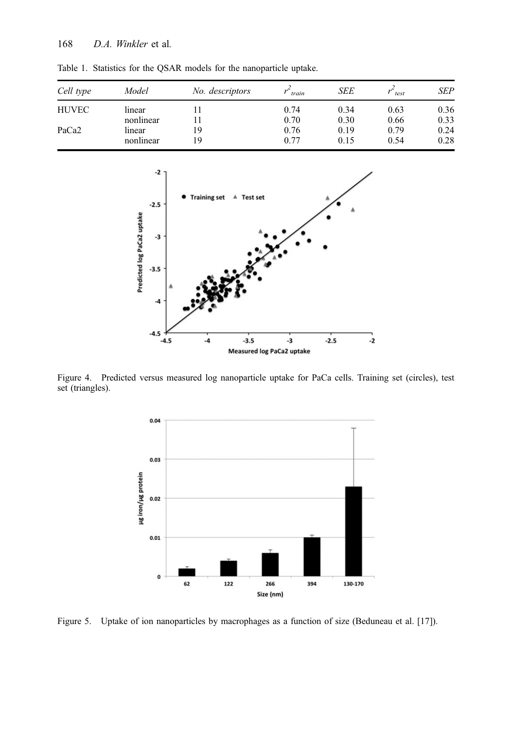Table 1. Statistics for the QSAR models for the nanoparticle uptake.

| Cell type | Model | No. descriptors | $r^2_{train}$ | SEE | $r^2_{test}$ | SEP |
|---|---|---|---|---|---|---|
| HUVEC | linear | 11 | 0.74 | 0.34 | 0.63 | 0.36 |
| | nonlinear | 11 | 0.70 | 0.30 | 0.66 | 0.33 |
| PaCa2 | linear | 19 | 0.76 | 0.19 | 0.79 | 0.24 |
| | nonlinear | 19 | 0.77 | 0.15 | 0.54 | 0.28 |

Figure 4. Predicted versus measured log nanoparticle uptake for PaCa cells. Training set (circles), test set (triangles).

Figure 5. Uptake of ion nanoparticles by macrophages as a function of size (Beduneau et al. [17]).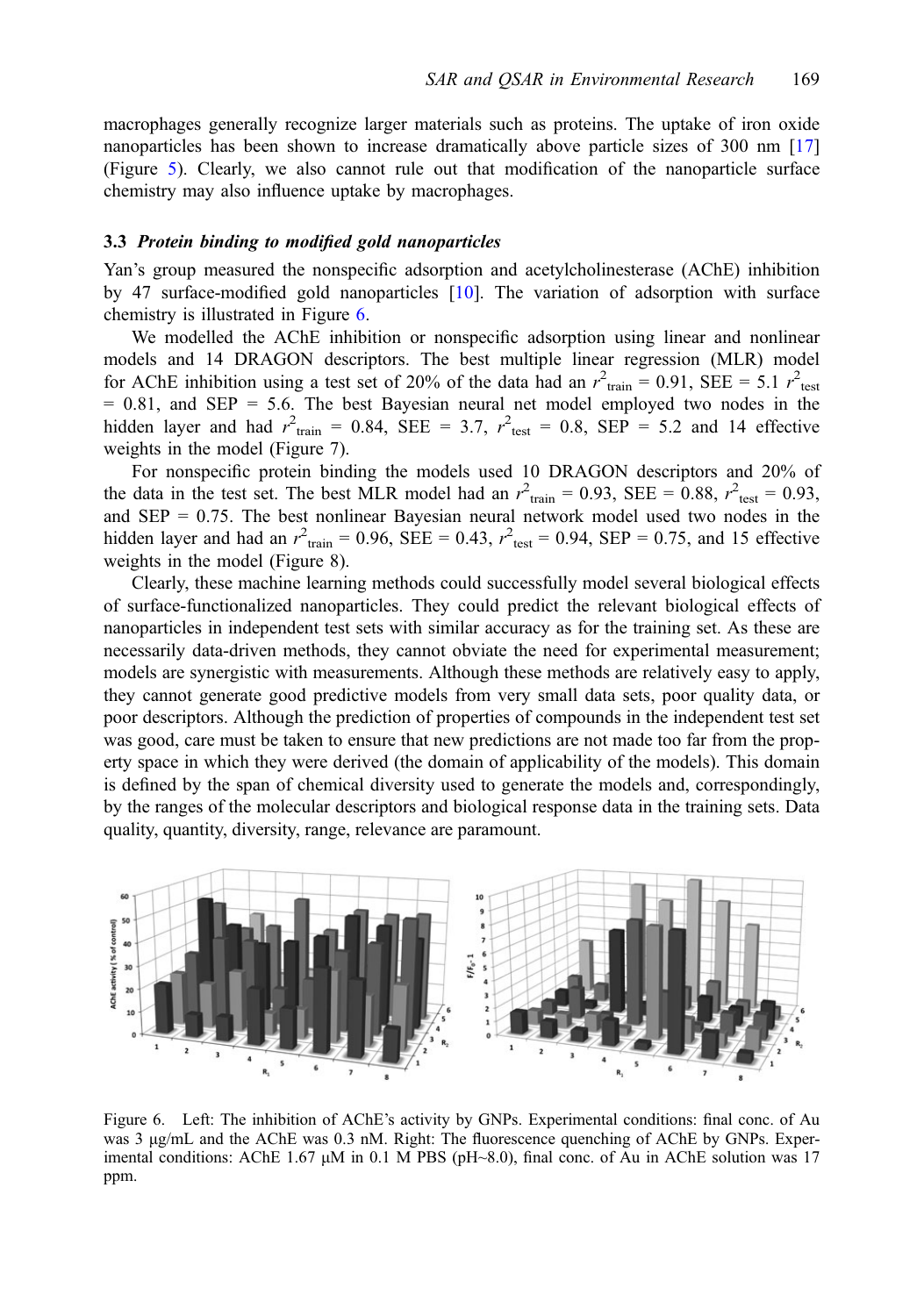macrophages generally recognize larger materials such as proteins. The uptake of iron oxide nanoparticles has been shown to increase dramatically above particle sizes of 300 nm [17] (Figure 5). Clearly, we also cannot rule out that modification of the nanoparticle surface chemistry may also influence uptake by macrophages.

### 3.3 *Protein binding to modified gold nanoparticles*

Yan's group measured the nonspecific adsorption and acetylcholinesterase (AChE) inhibition by 47 surface-modified gold nanoparticles [10]. The variation of adsorption with surface chemistry is illustrated in Figure 6.

We modelled the AChE inhibition or nonspecific adsorption using linear and nonlinear models and 14 DRAGON descriptors. The best multiple linear regression (MLR) model for AChE inhibition using a test set of 20% of the data had an $r^2_{train}$ = 0.91, SEE = 5.1 $r^2_{test}$ = 0.81, and SEP = 5.6. The best Bayesian neural net model employed two nodes in the hidden layer and had $r^2_{train}$ = 0.84, SEE = 3.7, $r^2_{test}$ = 0.8, SEP = 5.2 and 14 effective weights in the model (Figure 7).

For nonspecific protein binding the models used 10 DRAGON descriptors and 20% of the data in the test set. The best MLR model had an $r^2_{train}$ = 0.93, SEE = 0.88, $r^2_{test}$ = 0.93, and SEP = 0.75. The best nonlinear Bayesian neural network model used two nodes in the hidden layer and had an $r^2_{train}$ = 0.96, SEE = 0.43, $r^2_{test}$ = 0.94, SEP = 0.75, and 15 effective weights in the model (Figure 8).

Clearly, these machine learning methods could successfully model several biological effects of surface-functionalized nanoparticles. They could predict the relevant biological effects of nanoparticles in independent test sets with similar accuracy as for the training set. As these are necessarily data-driven methods, they cannot obviate the need for experimental measurement; models are synergistic with measurements. Although these methods are relatively easy to apply, they cannot generate good predictive models from very small data sets, poor quality data, or poor descriptors. Although the prediction of properties of compounds in the independent test set was good, care must be taken to ensure that new predictions are not made too far from the property space in which they were derived (the domain of applicability of the models). This domain is defined by the span of chemical diversity used to generate the models and, correspondingly, by the ranges of the molecular descriptors and biological response data in the training sets. Data quality, quantity, diversity, range, relevance are paramount.

Figure 6. Left: The inhibition of AChE's activity by GNPs. Experimental conditions: final conc. of Au was 3 μg/mL and the AChE was 0.3 nM. Right: The fluorescence quenching of AChE by GNPs. Experimental conditions: AChE 1.67 μM in 0.1 M PBS (pH~8.0), final conc. of Au in AChE solution was 17 ppm.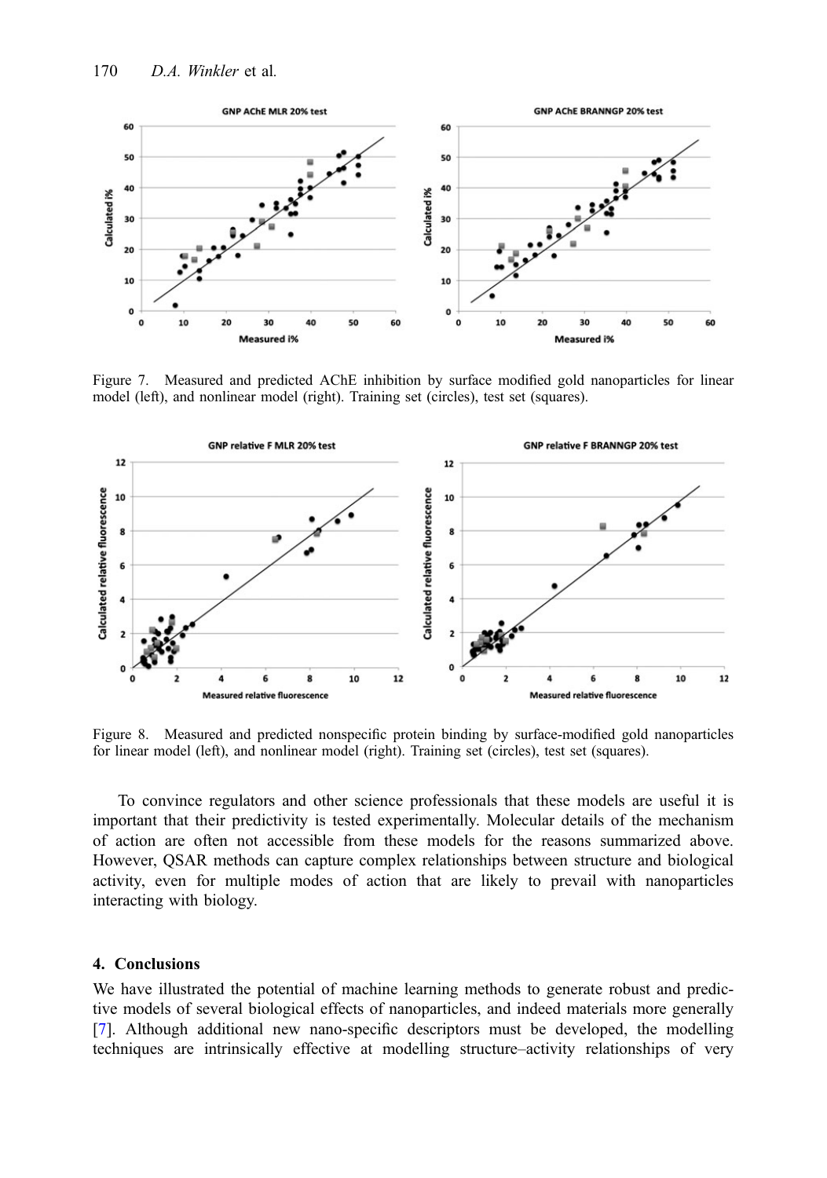Figure 7. Measured and predicted AChE inhibition by surface modified gold nanoparticles for linear model (left), and nonlinear model (right). Training set (circles), test set (squares).

Figure 8. Measured and predicted nonspecific protein binding by surface-modified gold nanoparticles for linear model (left), and nonlinear model (right). Training set (circles), test set (squares).

To convince regulators and other science professionals that these models are useful it is important that their predictivity is tested experimentally. Molecular details of the mechanism of action are often not accessible from these models for the reasons summarized above. However, QSAR methods can capture complex relationships between structure and biological activity, even for multiple modes of action that are likely to prevail with nanoparticles interacting with biology.

## 4. Conclusions

We have illustrated the potential of machine learning methods to generate robust and predictive models of several biological effects of nanoparticles, and indeed materials more generally [7]. Although additional new nano-specific descriptors must be developed, the modelling techniques are intrinsically effective at modelling structure–activity relationships of very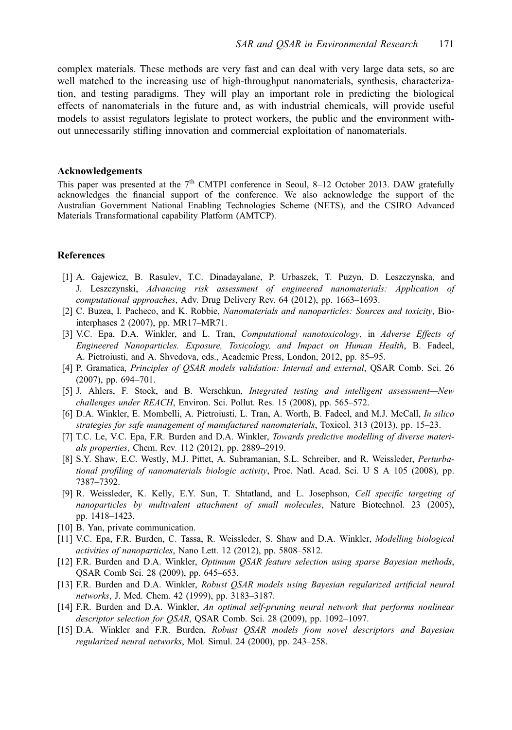complex materials. These methods are very fast and can deal with very large data sets, so are well matched to the increasing use of high-throughput nanomaterials, synthesis, characterization, and testing paradigms. They will play an important role in predicting the biological effects of nanomaterials in the future and, as with industrial chemicals, will provide useful models to assist regulators legislate to protect workers, the public and the environment without unnecessarily stifling innovation and commercial exploitation of nanomaterials.

## Acknowledgements

This paper was presented at the 7th CMTPI conference in Seoul, 8–12 October 2013. DAW gratefully acknowledges the financial support of the conference. We also acknowledge the support of the Australian Government National Enabling Technologies Scheme (NETS), and the CSIRO Advanced Materials Transformational capability Platform (AMTCP).

## References

[1] A. Gajewicz, B. Rasulev, T.C. Dinadayalane, P. Urbaszek, T. Puzyn, D. Leszczynska, and J. Leszczynski, *Advancing risk assessment of engineered nanomaterials: Application of computational approaches*, Adv. Drug Delivery Rev. 64 (2012), pp. 1663–1693.

[2] C. Buzea, I. Pacheco, and K. Robbie, *Nanomaterials and nanoparticles: Sources and toxicity*, Biointerphases 2 (2007), pp. MR17–MR71.

[3] V.C. Epa, D.A. Winkler, and L. Tran, *Computational nanotoxicology*, in *Adverse Effects of Engineered Nanoparticles. Exposure, Toxicology, and Impact on Human Health*, B. Fadeel, A. Pietroiusti, and A. Shvedova, eds., Academic Press, London, 2012, pp. 85–95.

[4] P. Gramatica, *Principles of QSAR models validation: Internal and external*, QSAR Comb. Sci. 26 (2007), pp. 694–701.

[5] J. Ahlers, F. Stock, and B. Werschkun, *Integrated testing and intelligent assessment—New challenges under REACH*, Environ. Sci. Pollut. Res. 15 (2008), pp. 565–572.

[6] D.A. Winkler, E. Mombelli, A. Pietroiusti, L. Tran, A. Worth, B. Fadeel, and M.J. McCall, *In silico strategies for safe management of manufactured nanomaterials*, Toxicol. 313 (2013), pp. 15–23.

[7] T.C. Le, V.C. Epa, F.R. Burden and D.A. Winkler, *Towards predictive modelling of diverse materials properties*, Chem. Rev. 112 (2012), pp. 2889–2919.

[8] S.Y. Shaw, E.C. Westly, M.J. Pittet, A. Subramanian, S.L. Schreiber, and R. Weissleder, *Perturbational profiling of nanomaterials biologic activity*, Proc. Natl. Acad. Sci. U S A 105 (2008), pp. 7387–7392.

[9] R. Weissleder, K. Kelly, E.Y. Sun, T. Shtatland, and L. Josephson, *Cell specific targeting of nanoparticles by multivalent attachment of small molecules*, Nature Biotechnol. 23 (2005), pp. 1418–1423.

[10] B. Yan, private communication.

[11] V.C. Epa, F.R. Burden, C. Tassa, R. Weissleder, S. Shaw and D.A. Winkler, *Modelling biological activities of nanoparticles*, Nano Lett. 12 (2012), pp. 5808–5812.

[12] F.R. Burden and D.A. Winkler, *Optimum QSAR feature selection using sparse Bayesian methods*, QSAR Comb Sci. 28 (2009), pp. 645–653.

[13] F.R. Burden and D.A. Winkler, *Robust QSAR models using Bayesian regularized artificial neural networks*, J. Med. Chem. 42 (1999), pp. 3183–3187.

[14] F.R. Burden and D.A. Winkler, *An optimal self-pruning neural network that performs nonlinear descriptor selection for QSAR*, QSAR Comb. Sci. 28 (2009), pp. 1092–1097.

[15] D.A. Winkler and F.R. Burden, *Robust QSAR models from novel descriptors and Bayesian regularized neural networks*, Mol. Simul. 24 (2000), pp. 243–258.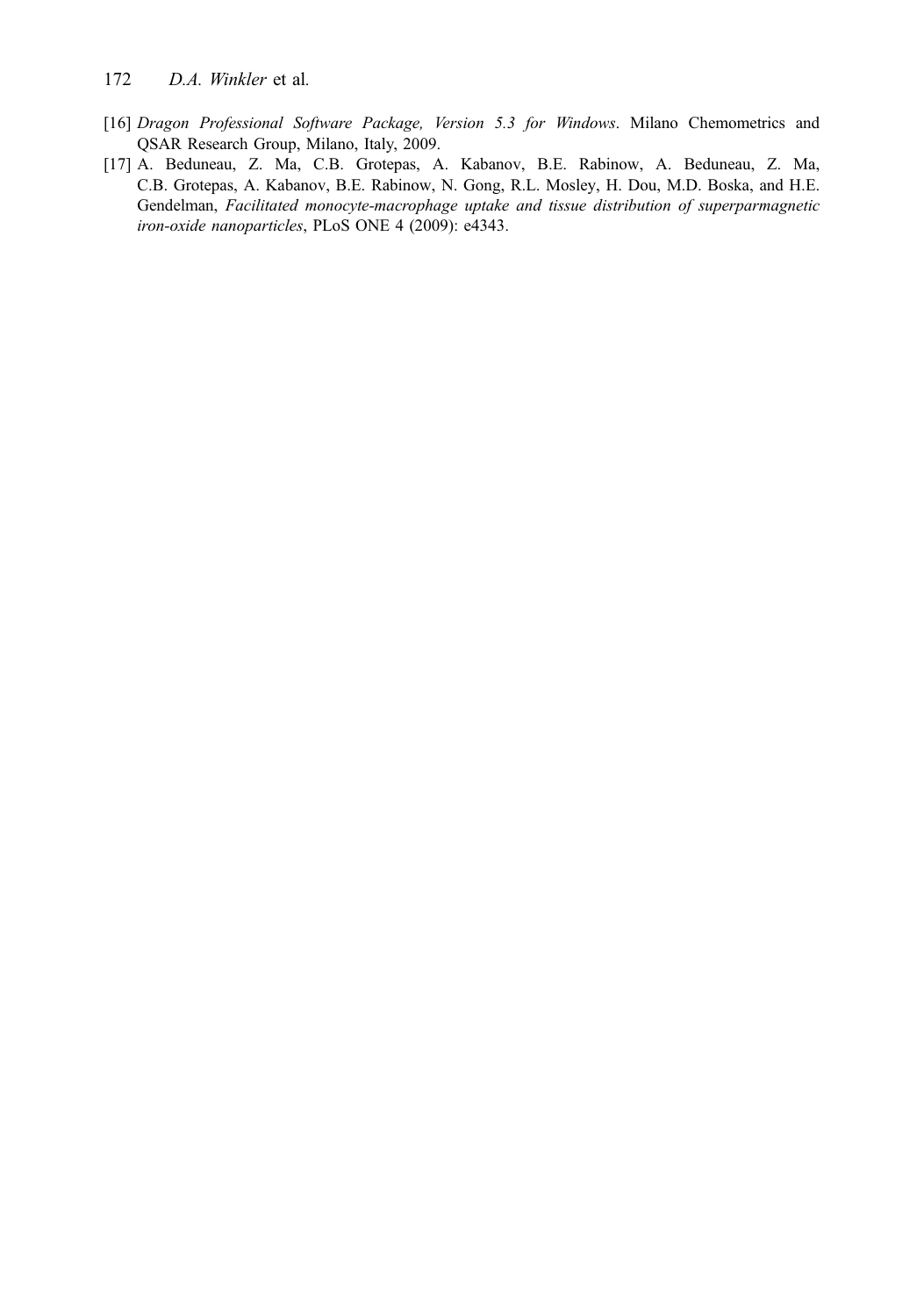[16] *Dragon Professional Software Package, Version 5.3 for Windows*. Milano Chemometrics and QSAR Research Group, Milano, Italy, 2009.

[17] A. Beduneau, Z. Ma, C.B. Grotepas, A. Kabanov, B.E. Rabinow, A. Beduneau, Z. Ma, C.B. Grotepas, A. Kabanov, B.E. Rabinow, N. Gong, R.L. Mosley, H. Dou, M.D. Boska, and H.E. Gendelman, *Facilitated monocyte-macrophage uptake and tissue distribution of superparmagnetic iron-oxide nanoparticles*, PLoS ONE 4 (2009): e4343.